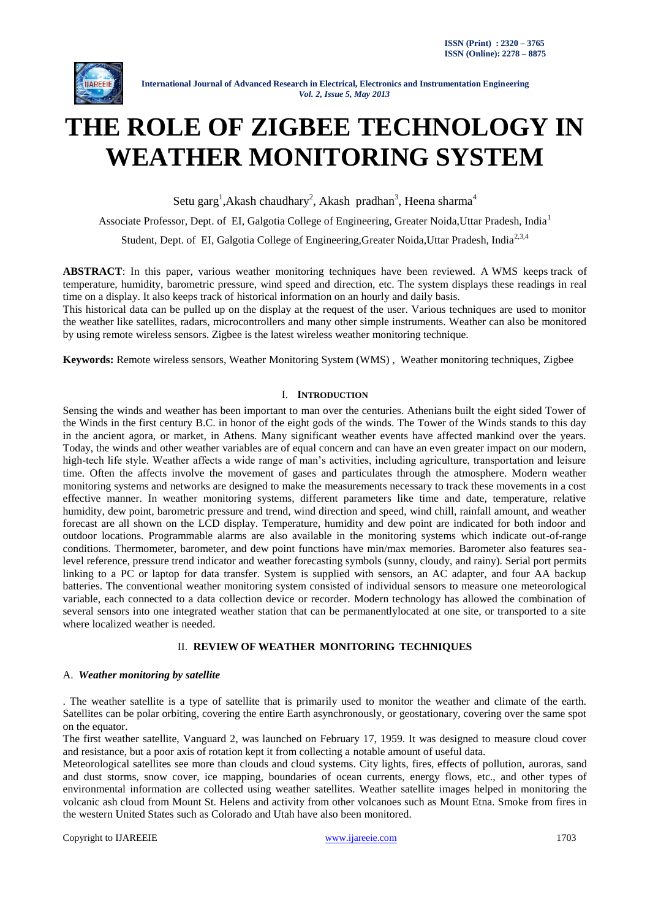# THE ROLE OF ZIGBEE TECHNOLOGY IN WEATHER MONITORING SYSTEM

Setu garg[1], Akash chaudhary[2], Akash pradhan[3], Heena sharma[4]

Associate Professor, Dept. of EI, Galgotia College of Engineering, Greater Noida, Uttar Pradesh, India[1]

Student, Dept. of EI, Galgotia College of Engineering, Greater Noida, Uttar Pradesh, India[2,3,4]

**ABSTRACT**: In this paper, various weather monitoring techniques have been reviewed. A WMS keeps track of temperature, humidity, barometric pressure, wind speed and direction, etc. The system displays these readings in real time on a display. It also keeps track of historical information on an hourly and daily basis.

This historical data can be pulled up on the display at the request of the user. Various techniques are used to monitor the weather like satellites, radars, microcontrollers and many other simple instruments. Weather can also be monitored by using remote wireless sensors. Zigbee is the latest wireless weather monitoring technique.

**Keywords:** Remote wireless sensors, Weather Monitoring System (WMS) , Weather monitoring techniques, Zigbee

## I. INTRODUCTION

Sensing the winds and weather has been important to man over the centuries. Athenians built the eight sided Tower of the Winds in the first century B.C. in honor of the eight gods of the winds. The Tower of the Winds stands to this day in the ancient agora, or market, in Athens. Many significant weather events have affected mankind over the years. Today, the winds and other weather variables are of equal concern and can have an even greater impact on our modern, high-tech life style. Weather affects a wide range of man's activities, including agriculture, transportation and leisure time. Often the affects involve the movement of gases and particulates through the atmosphere. Modern weather monitoring systems and networks are designed to make the measurements necessary to track these movements in a cost effective manner. In weather monitoring systems, different parameters like time and date, temperature, relative humidity, dew point, barometric pressure and trend, wind direction and speed, wind chill, rainfall amount, and weather forecast are all shown on the LCD display. Temperature, humidity and dew point are indicated for both indoor and outdoor locations. Programmable alarms are also available in the monitoring systems which indicate out-of-range conditions. Thermometer, barometer, and dew point functions have min/max memories. Barometer also features sea-level reference, pressure trend indicator and weather forecasting symbols (sunny, cloudy, and rainy). Serial port permits linking to a PC or laptop for data transfer. System is supplied with sensors, an AC adapter, and four AA backup batteries. The conventional weather monitoring system consisted of individual sensors to measure one meteorological variable, each connected to a data collection device or recorder. Modern technology has allowed the combination of several sensors into one integrated weather station that can be permanentlylocated at one site, or transported to a site where localized weather is needed.

## II. REVIEW OF WEATHER MONITORING TECHNIQUES

### A. *Weather monitoring by satellite*

. The weather satellite is a type of satellite that is primarily used to monitor the weather and climate of the earth. Satellites can be polar orbiting, covering the entire Earth asynchronously, or geostationary, covering over the same spot on the equator.

The first weather satellite, Vanguard 2, was launched on February 17, 1959. It was designed to measure cloud cover and resistance, but a poor axis of rotation kept it from collecting a notable amount of useful data.

Meteorological satellites see more than clouds and cloud systems. City lights, fires, effects of pollution, auroras, sand and dust storms, snow cover, ice mapping, boundaries of ocean currents, energy flows, etc., and other types of environmental information are collected using weather satellites. Weather satellite images helped in monitoring the volcanic ash cloud from Mount St. Helens and activity from other volcanoes such as Mount Etna. Smoke from fires in the western United States such as Colorado and Utah have also been monitored.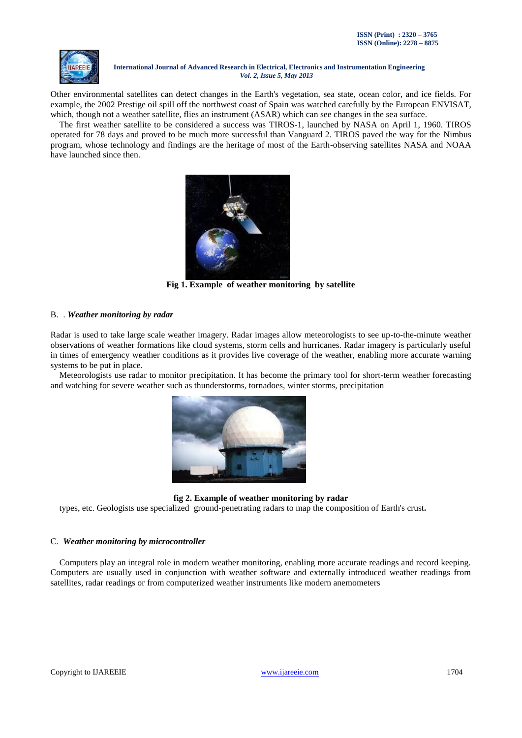Other environmental satellites can detect changes in the Earth's vegetation, sea state, ocean color, and ice fields. For example, the 2002 Prestige oil spill off the northwest coast of Spain was watched carefully by the European ENVISAT, which, though not a weather satellite, flies an instrument (ASAR) which can see changes in the sea surface.

The first weather satellite to be considered a success was TIROS-1, launched by NASA on April 1, 1960. TIROS operated for 78 days and proved to be much more successful than Vanguard 2. TIROS paved the way for the Nimbus program, whose technology and findings are the heritage of most of the Earth-observing satellites NASA and NOAA have launched since then.

**Fig 1. Example of weather monitoring by satellite**

### B. . *Weather monitoring by radar*

Radar is used to take large scale weather imagery. Radar images allow meteorologists to see up-to-the-minute weather observations of weather formations like cloud systems, storm cells and hurricanes. Radar imagery is particularly useful in times of emergency weather conditions as it provides live coverage of the weather, enabling more accurate warning systems to be put in place.

Meteorologists use radar to monitor precipitation. It has become the primary tool for short-term weather forecasting and watching for severe weather such as thunderstorms, tornadoes, winter storms, precipitation types, etc. Geologists use specialized ground-penetrating radars to map the composition of Earth's crust.

**fig 2. Example of weather monitoring by radar**

### C. *Weather monitoring by microcontroller*

Computers play an integral role in modern weather monitoring, enabling more accurate readings and record keeping. Computers are usually used in conjunction with weather software and externally introduced weather readings from satellites, radar readings or from computerized weather instruments like modern anemometers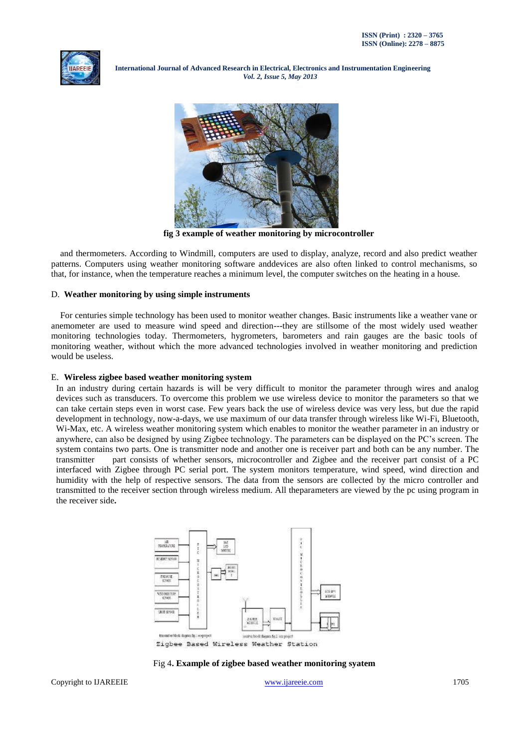fig 3 example of weather monitoring by microcontroller

and thermometers. According to Windmill, computers are used to display, analyze, record and also predict weather patterns. Computers using weather monitoring software anddevices are also often linked to control mechanisms, so that, for instance, when the temperature reaches a minimum level, the computer switches on the heating in a house.

### D. Weather monitoring by using simple instruments

For centuries simple technology has been used to monitor weather changes. Basic instruments like a weather vane or anemometer are used to measure wind speed and direction---they are stillsome of the most widely used weather monitoring technologies today. Thermometers, hygrometers, barometers and rain gauges are the basic tools of monitoring weather, without which the more advanced technologies involved in weather monitoring and prediction would be useless.

### E. Wireless zigbee based weather monitoring system

In an industry during certain hazards is will be very difficult to monitor the parameter through wires and analog devices such as transducers. To overcome this problem we use wireless device to monitor the parameters so that we can take certain steps even in worst case. Few years back the use of wireless device was very less, but due the rapid development in technology, now-a-days, we use maximum of our data transfer through wireless like Wi-Fi, Bluetooth, Wi-Max, etc. A wireless weather monitoring system which enables to monitor the weather parameter in an industry or anywhere, can also be designed by using Zigbee technology. The parameters can be displayed on the PC's screen. The system contains two parts. One is transmitter node and another one is receiver part and both can be any number. The transmitter part consists of whether sensors, microcontroller and Zigbee and the receiver part consist of a PC interfaced with Zigbee through PC serial port. The system monitors temperature, wind speed, wind direction and humidity with the help of respective sensors. The data from the sensors are collected by the micro controller and transmitted to the receiver section through wireless medium. All theparameters are viewed by the pc using program in the receiver side.

Zigbee Based Wireless Weather Station

Fig 4. **Example of zigbee based weather monitoring syatem**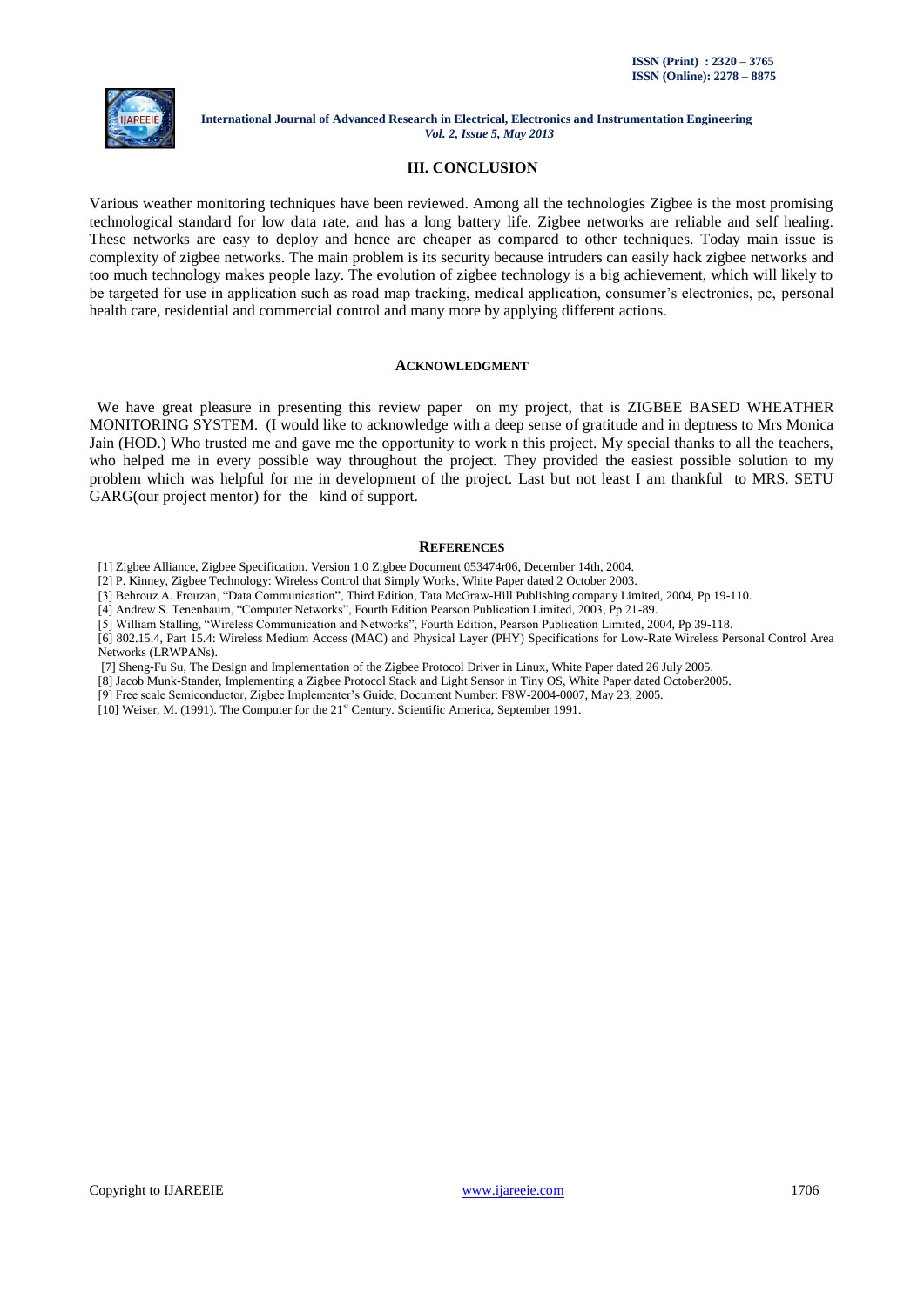## III. CONCLUSION

Various weather monitoring techniques have been reviewed. Among all the technologies Zigbee is the most promising technological standard for low data rate, and has a long battery life. Zigbee networks are reliable and self healing. These networks are easy to deploy and hence are cheaper as compared to other techniques. Today main issue is complexity of zigbee networks. The main problem is its security because intruders can easily hack zigbee networks and too much technology makes people lazy. The evolution of zigbee technology is a big achievement, which will likely to be targeted for use in application such as road map tracking, medical application, consumer's electronics, pc, personal health care, residential and commercial control and many more by applying different actions.

## ACKNOWLEDGMENT

We have great pleasure in presenting this review paper on my project, that is ZIGBEE BASED WHEATHER MONITORING SYSTEM. (I would like to acknowledge with a deep sense of gratitude and in deptness to Mrs Monica Jain (HOD.) Who trusted me and gave me the opportunity to work n this project. My special thanks to all the teachers, who helped me in every possible way throughout the project. They provided the easiest possible solution to my problem which was helpful for me in development of the project. Last but not least I am thankful to MRS. SETU GARG(our project mentor) for the kind of support.

## REFERENCES

[1] Zigbee Alliance, Zigbee Specification. Version 1.0 Zigbee Document 053474r06, December 14th, 2004.

[2] P. Kinney, Zigbee Technology: Wireless Control that Simply Works, White Paper dated 2 October 2003.

[3] Behrouz A. Frouzan, "Data Communication", Third Edition, Tata McGraw-Hill Publishing company Limited, 2004, Pp 19-110.

[4] Andrew S. Tenenbaum, "Computer Networks", Fourth Edition Pearson Publication Limited, 2003, Pp 21-89.

[5] William Stalling, "Wireless Communication and Networks", Fourth Edition, Pearson Publication Limited, 2004, Pp 39-118.

[6] 802.15.4, Part 15.4: Wireless Medium Access (MAC) and Physical Layer (PHY) Specifications for Low-Rate Wireless Personal Control Area Networks (LRWPANs).

[7] Sheng-Fu Su, The Design and Implementation of the Zigbee Protocol Driver in Linux, White Paper dated 26 July 2005.

[8] Jacob Munk-Stander, Implementing a Zigbee Protocol Stack and Light Sensor in Tiny OS, White Paper dated October2005.

[9] Free scale Semiconductor, Zigbee Implementer's Guide; Document Number: F8W-2004-0007, May 23, 2005.

[10] Weiser, M. (1991). The Computer for the 21st Century. Scientific America, September 1991.